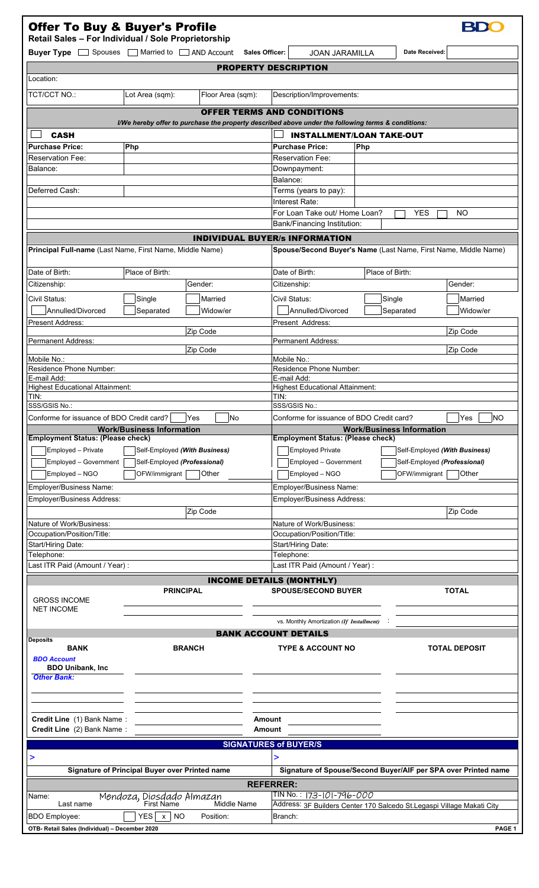# Offer To Buy & Buyer's Profile

**Retail Sales – For Individual / Sole Proprietorship**

BDO

**Buyer Type** ☐ Spouses ☐ Married to ☐ AND Account **Sales Officer:** JOAN JARAMILLA **Date Received:**

## PROPERTY DESCRIPTION

| Location: | | | |
|---|---|---|---|
| TCT/CCT NO.: | Lot Area (sqm): | Floor Area (sqm): | Description/Improvements: |

## OFFER TERMS AND CONDITIONS

*I/We hereby offer to purchase the property described above under the following terms & conditions:*

| ☐ **CASH** | | ☐ **INSTALLMENT/LOAN TAKE-OUT** | |
|---|---|---|---|
| **Purchase Price:** | **Php** | **Purchase Price:** | **Php** |
| Reservation Fee: | | Reservation Fee: | |
| Balance: | | Downpayment: | |
| | | Balance: | |
| Deferred Cash: | | Terms (years to pay): | |
| | | Interest Rate: | |
| | | For Loan Take out/ Home Loan? | ☐ YES ☐ NO |
| | | Bank/Financing Institution: | |

## INDIVIDUAL BUYER/s INFORMATION

| **Principal Full-name** (Last Name, First Name, Middle Name) | | | **Spouse/Second Buyer's Name** (Last Name, First Name, Middle Name) | | |
|---|---|---|---|---|---|
| | | | | | |
| Date of Birth: | Place of Birth: | | Date of Birth: | Place of Birth: | |
| Citizenship: | | Gender: | Citizenship: | | Gender: |
| Civil Status: | ☐ Single | ☐ Married | Civil Status: | ☐ Single | ☐ Married |
| ☐ Annulled/Divorced | ☐ Separated | ☐ Widow/er | ☐ Annulled/Divorced | ☐ Separated | ☐ Widow/er |
| Present Address: | | | Present Address: | | |
| | | Zip Code | | | Zip Code |
| Permanent Address: | | | Permanent Address: | | |
| | | Zip Code | | | Zip Code |
| Mobile No.: | | | Mobile No.: | | |
| Residence Phone Number: | | | Residence Phone Number: | | |
| E-mail Add: | | | E-mail Add: | | |
| Highest Educational Attainment: | | | Highest Educational Attainment: | | |
| TIN: | | | TIN: | | |
| SSS/GSIS No.: | | | SSS/GSIS No.: | | |
| Conforme for issuance of BDO Credit card? | ☐ Yes | ☐ No | Conforme for issuance of BDO Credit card? | ☐ Yes | ☐ NO |

| **Work/Business Information** | | | **Work/Business Information** | | |
|---|---|---|---|---|---|
| **Employment Status: (Please check)** | | | **Employment Status: (Please check)** | | |
| ☐ Employed – Private | ☐ Self-Employed *(With Business)* | | ☐ Employed Private | ☐ Self-Employed *(With Business)* | |
| ☐ Employed – Government | ☐ Self-Employed *(Professional)* | | ☐ Employed – Government | ☐ Self-Employed *(Professional)* | |
| ☐ Employed – NGO | ☐ OFW/immigrant | ☐ Other | ☐ Employed – NGO | ☐ OFW/immigrant | ☐ Other |
| Employer/Business Name: | | | Employer/Business Name: | | |
| Employer/Business Address: | | | Employer/Business Address: | | |
| | | Zip Code | | | Zip Code |
| Nature of Work/Business: | | | Nature of Work/Business: | | |
| Occupation/Position/Title: | | | Occupation/Position/Title: | | |
| Start/Hiring Date: | | | Start/Hiring Date: | | |
| Telephone: | | | Telephone: | | |
| Last ITR Paid (Amount / Year) : | | | Last ITR Paid (Amount / Year) : | | |

## INCOME DETAILS (MONTHLY)

| | PRINCIPAL | SPOUSE/SECOND BUYER | TOTAL |
|---|---|---|---|
| GROSS INCOME | | | |
| NET INCOME | | | |
| | | vs. Monthly Amortization *(If Installment)* : | |

## BANK ACCOUNT DETAILS

**Deposits**

| BANK | BRANCH | TYPE & ACCOUNT NO | TOTAL DEPOSIT |
|---|---|---|---|
| *BDO Account* BDO Unibank, Inc | | | |
| *Other Bank:* | | | |
| | | | |
| | | | |

| Credit Line (1) Bank Name : | | Amount | |
|---|---|---|---|
| Credit Line (2) Bank Name : | | Amount | |

## SIGNATURES of BUYER/S

| > | > |
|---|---|
| **Signature of Principal Buyer over Printed name** | **Signature of Spouse/Second Buyer/AIF per SPA over Printed name** |

## REFERRER:

| Name: Mendoza, Diosdado Almazan (Last name, First Name, Middle Name) | TIN No. : 173-101-796-000 |
|---|---|
| | Address: 3F Builders Center 170 Salcedo St.Legaspi Village Makati City |
| BDO Employee: ☐ YES ☒ NO Position: | Branch: |

OTB- Retail Sales (Individual) – December 2020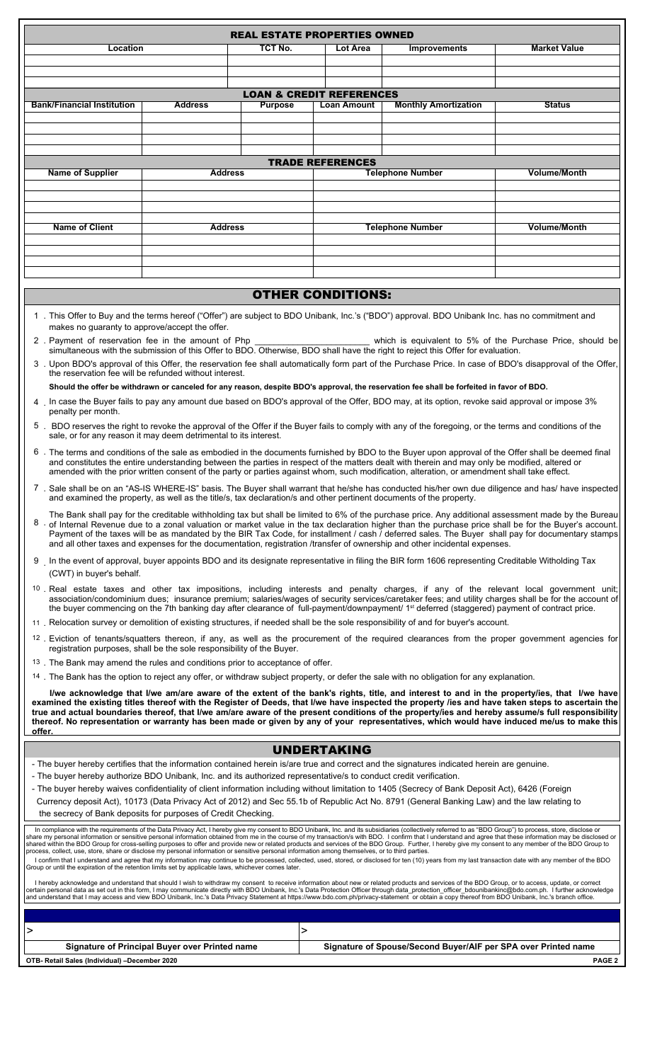## REAL ESTATE PROPERTIES OWNED

| Location | TCT No. | Lot Area | Improvements | Market Value |
|---|---|---|---|---|
| | | | | |
| | | | | |
| | | | | |

## LOAN & CREDIT REFERENCES

| Bank/Financial Institution | Address | Purpose | Loan Amount | Monthly Amortization | Status |
|---|---|---|---|---|---|
| | | | | | |
| | | | | | |
| | | | | | |
| | | | | | |

## TRADE REFERENCES

| Name of Supplier | Address | Telephone Number | Volume/Month |
|---|---|---|---|
| | | | |
| | | | |
| | | | |
| | | | |

| Name of Client | Address | Telephone Number | Volume/Month |
|---|---|---|---|
| | | | |
| | | | |
| | | | |
| | | | |

## OTHER CONDITIONS:

1. This Offer to Buy and the terms hereof ("Offer") are subject to BDO Unibank, Inc.'s ("BDO") approval. BDO Unibank Inc. has no commitment and makes no guaranty to approve/accept the offer.
2. Payment of reservation fee in the amount of Php ______________________ which is equivalent to 5% of the Purchase Price, should be simultaneous with the submission of this Offer to BDO. Otherwise, BDO shall have the right to reject this Offer for evaluation.
3. Upon BDO's approval of this Offer, the reservation fee shall automatically form part of the Purchase Price. In case of BDO's disapproval of the Offer, the reservation fee will be refunded without interest.

   **Should the offer be withdrawn or canceled for any reason, despite BDO's approval, the reservation fee shall be forfeited in favor of BDO.**
4. In case the Buyer fails to pay any amount due based on BDO's approval of the Offer, BDO may, at its option, revoke said approval or impose 3% penalty per month.
5. BDO reserves the right to revoke the approval of the Offer if the Buyer fails to comply with any of the foregoing, or the terms and conditions of the sale, or for any reason it may deem detrimental to its interest.
6. The terms and conditions of the sale as embodied in the documents furnished by BDO to the Buyer upon approval of the Offer shall be deemed final and constitutes the entire understanding between the parties in respect of the matters dealt with therein and may only be modified, altered or amended with the prior written consent of the party or parties against whom, such modification, alteration, or amendment shall take effect.
7. Sale shall be on an "AS-IS WHERE-IS" basis. The Buyer shall warrant that he/she has conducted his/her own due diligence and has/ have inspected and examined the property, as well as the title/s, tax declaration/s and other pertinent documents of the property.
8. The Bank shall pay for the creditable withholding tax but shall be limited to 6% of the purchase price. Any additional assessment made by the Bureau of Internal Revenue due to a zonal valuation or market value in the tax declaration higher than the purchase price shall be for the Buyer's account. Payment of the taxes will be as mandated by the BIR Tax Code, for installment / cash / deferred sales. The Buyer shall pay for documentary stamps and all other taxes and expenses for the documentation, registration /transfer of ownership and other incidental expenses.
9. In the event of approval, buyer appoints BDO and its designate representative in filing the BIR form 1606 representing Creditable Witholding Tax (CWT) in buyer's behalf.
10. Real estate taxes and other tax impositions, including interests and penalty charges, if any of the relevant local government unit; association/condominium dues; insurance premium; salaries/wages of security services/caretaker fees; and utility charges shall be for the account of the buyer commencing on the 7th banking day after clearance of full-payment/downpayment/ 1st deferred (staggered) payment of contract price.
11. Relocation survey or demolition of existing structures, if needed shall be the sole responsibility of and for buyer's account.
12. Eviction of tenants/squatters thereon, if any, as well as the procurement of the required clearances from the proper government agencies for registration purposes, shall be the sole responsibility of the Buyer.
13. The Bank may amend the rules and conditions prior to acceptance of offer.
14. The Bank has the option to reject any offer, or withdraw subject property, or defer the sale with no obligation for any explanation.

**I/we acknowledge that I/we am/are aware of the extent of the bank's rights, title, and interest to and in the property/ies, that I/we have examined the existing titles thereof with the Register of Deeds, that I/we have inspected the property /ies and have taken steps to ascertain the true and actual boundaries thereof, that I/we am/are aware of the present conditions of the property/ies and hereby assume/s full responsibility thereof. No representation or warranty has been made or given by any of your representatives, which would have induced me/us to make this offer.**

## UNDERTAKING

- The buyer hereby certifies that the information contained herein is/are true and correct and the signatures indicated herein are genuine.
- The buyer hereby authorize BDO Unibank, Inc. and its authorized representative/s to conduct credit verification.
- The buyer hereby waives confidentiality of client information including without limitation to 1405 (Secrecy of Bank Deposit Act), 6426 (Foreign Currency deposit Act), 10173 (Data Privacy Act of 2012) and Sec 55.1b of Republic Act No. 8791 (General Banking Law) and the law relating to the secrecy of Bank deposits for purposes of Credit Checking.

In compliance with the requirements of the Data Privacy Act, I hereby give my consent to BDO Unibank, Inc. and its subsidiaries (collectively referred to as "BDO Group") to process, store, disclose or share my personal information or sensitive personal information obtained from me in the course of my transaction/s with BDO. I confirm that I understand and agree that these information may be disclosed or shared within the BDO Group for cross-selling purposes to offer and provide new or related products and services of the BDO Group. Further, I hereby give my consent to any member of the BDO Group to process, collect, use, store, share or disclose my personal information or sensitive personal information among themselves, or to third parties.

I confirm that I understand and agree that my information may continue to be processed, collected, used, stored, or disclosed for ten (10) years from my last transaction date with any member of the BDO Group or until the expiration of the retention limits set by applicable laws, whichever comes later.

I hereby acknowledge and understand that should I wish to withdraw my consent to receive information about new or related products and services of the BDO Group, or to access, update, or correct certain personal data as set out in this form, I may communicate directly with BDO Unibank, Inc.'s Data Protection Officer through data_protection_officer_bdounibankinc@bdo.com.ph. I further acknowledge and understand that I may access and view BDO Unibank, Inc.'s Data Privacy Statement at https://www.bdo.com.ph/privacy-statement or obtain a copy thereof from BDO Unibank, Inc.'s branch office.

| > | > |
|---|---|
| **Signature of Principal Buyer over Printed name** | **Signature of Spouse/Second Buyer/AIF per SPA over Printed name** |

OTB- Retail Sales (Individual) –December 2020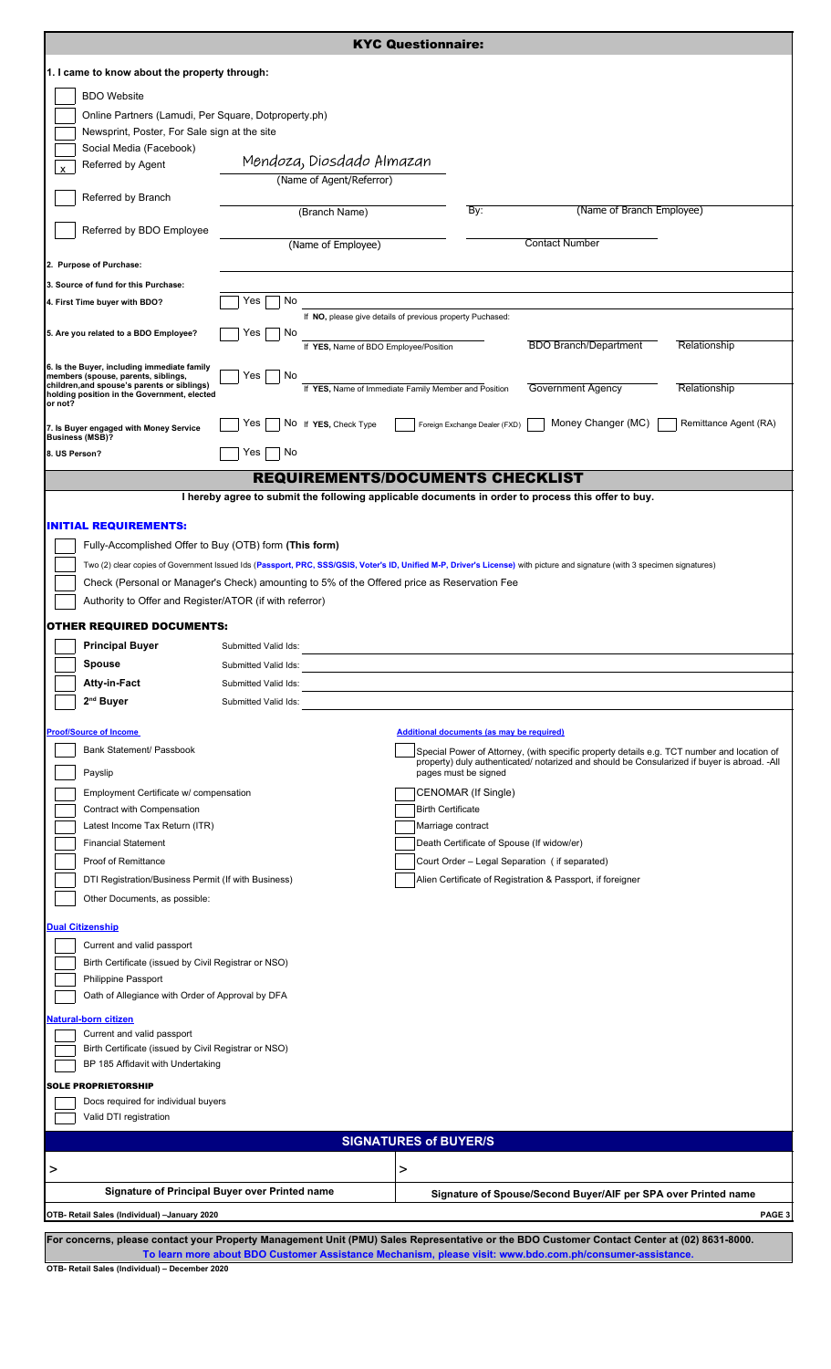## KYC Questionnaire:

**1. I came to know about the property through:**

- [ ] BDO Website
- [ ] Online Partners (Lamudi, Per Square, Dotproperty.ph)
- [ ] Newsprint, Poster, For Sale sign at the site
- [ ] Social Media (Facebook)
- [x] Referred by Agent — Mendoza, Diosdado Almazan (Name of Agent/Referror)
- [ ] Referred by Branch — ______ (Branch Name) By: ______ (Name of Branch Employee)
- [ ] Referred by BDO Employee — ______ (Name of Employee) ______ Contact Number

**2. Purpose of Purchase:** ______

**3. Source of fund for this Purchase:** ______

**4. First Time buyer with BDO?** [ ] Yes [ ] No
If **NO**, please give details of previous property Puchased: ______

**5. Are you related to a BDO Employee?** [ ] Yes [ ] No
If **YES**, Name of BDO Employee/Position ______ BDO Branch/Department ______ Relationship ______

**6. Is the Buyer, including immediate family members (spouse, parents, siblings, children,and spouse's parents or siblings) holding position in the Government, elected or not?** [ ] Yes [ ] No
If **YES**, Name of Immediate Family Member and Position ______ Government Agency ______ Relationship ______

**7. Is Buyer engaged with Money Service Business (MSB)?** [ ] Yes [ ] No If **YES**, Check Type [ ] Foreign Exchange Dealer (FXD) [ ] Money Changer (MC) [ ] Remittance Agent (RA)

**8. US Person?** [ ] Yes [ ] No

## REQUIREMENTS/DOCUMENTS CHECKLIST

**I hereby agree to submit the following applicable documents in order to process this offer to buy.**

### INITIAL REQUIREMENTS:

- [ ] Fully-Accomplished Offer to Buy (OTB) form **(This form)**
- [ ] Two (2) clear copies of Government Issued Ids (**Passport, PRC, SSS/GSIS, Voter's ID, Unified M-P, Driver's License**) with picture and signature (with 3 specimen signatures)
- [ ] Check (Personal or Manager's Check) amounting to 5% of the Offered price as Reservation Fee
- [ ] Authority to Offer and Register/ATOR (if with referror)

### OTHER REQUIRED DOCUMENTS:

- [ ] **Principal Buyer** — Submitted Valid Ids: ______
- [ ] **Spouse** — Submitted Valid Ids: ______
- [ ] **Atty-in-Fact** — Submitted Valid Ids: ______
- [ ] **2nd Buyer** — Submitted Valid Ids: ______

**Proof/Source of Income**

- [ ] Bank Statement/ Passbook
- [ ] Payslip
- [ ] Employment Certificate w/ compensation
- [ ] Contract with Compensation
- [ ] Latest Income Tax Return (ITR)
- [ ] Financial Statement
- [ ] Proof of Remittance
- [ ] DTI Registration/Business Permit (If with Business)
- [ ] Other Documents, as possible:

**Additional documents (as may be required)**

- [ ] Special Power of Attorney, (with specific property details e.g. TCT number and location of property) duly authenticated/ notarized and should be Consularized if buyer is abroad. -All pages must be signed
- [ ] CENOMAR (If Single)
- [ ] Birth Certificate
- [ ] Marriage contract
- [ ] Death Certificate of Spouse (If widow/er)
- [ ] Court Order – Legal Separation ( if separated)
- [ ] Alien Certificate of Registration & Passport, if foreigner

**Dual Citizenship**

- [ ] Current and valid passport
- [ ] Birth Certificate (issued by Civil Registrar or NSO)
- [ ] Philippine Passport
- [ ] Oath of Allegiance with Order of Approval by DFA

**Natural-born citizen**

- [ ] Current and valid passport
- [ ] Birth Certificate (issued by Civil Registrar or NSO)
- [ ] BP 185 Affidavit with Undertaking

**SOLE PROPRIETORSHIP**

- [ ] Docs required for individual buyers
- [ ] Valid DTI registration

## SIGNATURES of BUYER/S

| > | > |
|---|---|
| **Signature of Principal Buyer over Printed name** | **Signature of Spouse/Second Buyer/AIF per SPA over Printed name** |

OTB- Retail Sales (Individual) –January 2020

**For concerns, please contact your Property Management Unit (PMU) Sales Representative or the BDO Customer Contact Center at (02) 8631-8000.**
**To learn more about BDO Customer Assistance Mechanism, please visit: www.bdo.com.ph/consumer-assistance.**

OTB- Retail Sales (Individual) – December 2020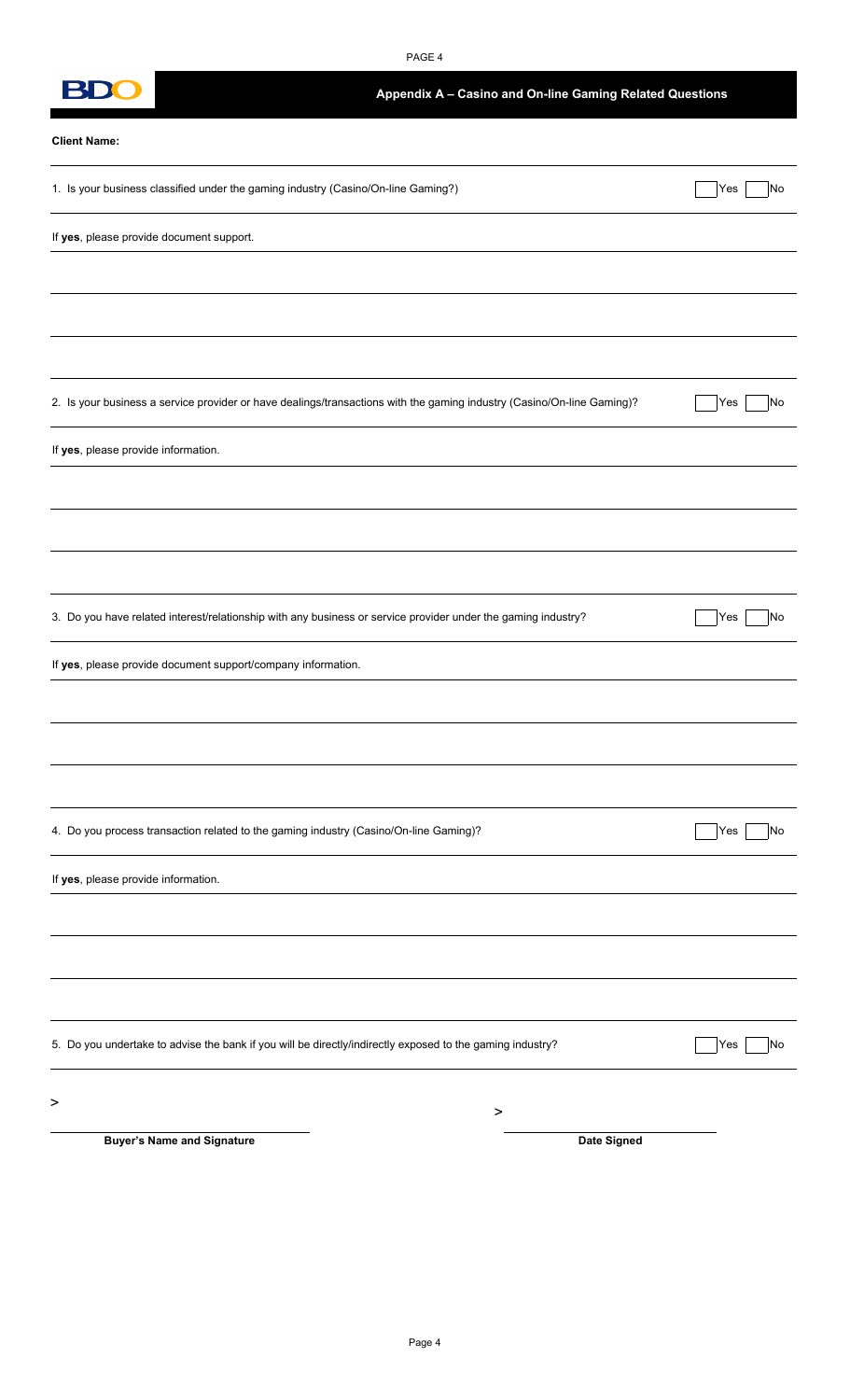BDO

## Appendix A – Casino and On-line Gaming Related Questions

**Client Name:**

1. Is your business classified under the gaming industry (Casino/On-line Gaming?) ☐ Yes ☐ No

If **yes**, please provide document support.

2. Is your business a service provider or have dealings/transactions with the gaming industry (Casino/On-line Gaming)? ☐ Yes ☐ No

If **yes**, please provide information.

3. Do you have related interest/relationship with any business or service provider under the gaming industry? ☐ Yes ☐ No

If **yes**, please provide document support/company information.

4. Do you process transaction related to the gaming industry (Casino/On-line Gaming)? ☐ Yes ☐ No

If **yes**, please provide information.

5. Do you undertake to advise the bank if you will be directly/indirectly exposed to the gaming industry? ☐ Yes ☐ No

\>

\>

**Buyer's Name and Signature**

**Date Signed**